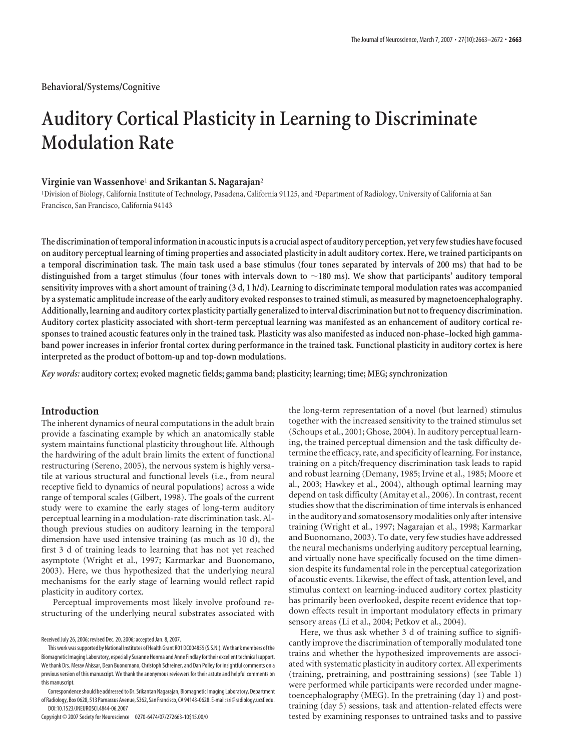Behavioral/Systems/Cognitive

# Auditory Cortical Plasticity in Learning to Discriminate Modulation Rate

**Virginie van Wassenhove[1] and Srikantan S. Nagarajan[2]**

[1]Division of Biology, California Institute of Technology, Pasadena, California 91125, and [2]Department of Radiology, University of California at San Francisco, San Francisco, California 94143

**The discrimination of temporal information in acoustic inputs is a crucial aspect of auditory perception, yet very few studies have focused on auditory perceptual learning of timing properties and associated plasticity in adult auditory cortex. Here, we trained participants on a temporal discrimination task. The main task used a base stimulus (four tones separated by intervals of 200 ms) that had to be distinguished from a target stimulus (four tones with intervals down to ~180 ms). We show that participants' auditory temporal sensitivity improves with a short amount of training (3 d, 1 h/d). Learning to discriminate temporal modulation rates was accompanied by a systematic amplitude increase of the early auditory evoked responses to trained stimuli, as measured by magnetoencephalography. Additionally, learning and auditory cortex plasticity partially generalized to interval discrimination but not to frequency discrimination. Auditory cortex plasticity associated with short-term perceptual learning was manifested as an enhancement of auditory cortical responses to trained acoustic features only in the trained task. Plasticity was also manifested as induced non-phase–locked high gamma-band power increases in inferior frontal cortex during performance in the trained task. Functional plasticity in auditory cortex is here interpreted as the product of bottom-up and top-down modulations.**

*Key words:* **auditory cortex; evoked magnetic fields; gamma band; plasticity; learning; time; MEG; synchronization**

## Introduction

The inherent dynamics of neural computations in the adult brain provide a fascinating example by which an anatomically stable system maintains functional plasticity throughout life. Although the hardwiring of the adult brain limits the extent of functional restructuring (Sereno, 2005), the nervous system is highly versatile at various structural and functional levels (i.e., from neural receptive field to dynamics of neural populations) across a wide range of temporal scales (Gilbert, 1998). The goals of the current study were to examine the early stages of long-term auditory perceptual learning in a modulation-rate discrimination task. Although previous studies on auditory learning in the temporal dimension have used intensive training (as much as 10 d), the first 3 d of training leads to learning that has not yet reached asymptote (Wright et al., 1997; Karmarkar and Buonomano, 2003). Here, we thus hypothesized that the underlying neural mechanisms for the early stage of learning would reflect rapid plasticity in auditory cortex.

Perceptual improvements most likely involve profound restructuring of the underlying neural substrates associated with the long-term representation of a novel (but learned) stimulus together with the increased sensitivity to the trained stimulus set (Schoups et al., 2001; Ghose, 2004). In auditory perceptual learning, the trained perceptual dimension and the task difficulty determine the efficacy, rate, and specificity of learning. For instance, training on a pitch/frequency discrimination task leads to rapid and robust learning (Demany, 1985; Irvine et al., 1985; Moore et al., 2003; Hawkey et al., 2004), although optimal learning may depend on task difficulty (Amitay et al., 2006). In contrast, recent studies show that the discrimination of time intervals is enhanced in the auditory and somatosensory modalities only after intensive training (Wright et al., 1997; Nagarajan et al., 1998; Karmarkar and Buonomano, 2003). To date, very few studies have addressed the neural mechanisms underlying auditory perceptual learning, and virtually none have specifically focused on the time dimension despite its fundamental role in the perceptual categorization of acoustic events. Likewise, the effect of task, attention level, and stimulus context on learning-induced auditory cortex plasticity has primarily been overlooked, despite recent evidence that top-down effects result in important modulatory effects in primary sensory areas (Li et al., 2004; Petkov et al., 2004).

Here, we thus ask whether 3 d of training suffice to significantly improve the discrimination of temporally modulated tone trains and whether the hypothesized improvements are associated with systematic plasticity in auditory cortex. All experiments (training, pretraining, and posttraining sessions) (see Table 1) were performed while participants were recorded under magnetoencephalography (MEG). In the pretraining (day 1) and posttraining (day 5) sessions, task and attention-related effects were tested by examining responses to untrained tasks and to passive

Received July 26, 2006; revised Dec. 20, 2006; accepted Jan. 8, 2007.

This work was supported by National Institutes of Health Grant R01 DC004855 (S.S.N.). We thank members of the Biomagnetic Imaging Laboratory, especially Susanne Honma and Anne Findlay for their excellent technical support. We thank Drs. Merav Ahissar, Dean Buonomano, Christoph Schreiner, and Dan Polley for insightful comments on a previous version of this manuscript. We thank the anonymous reviewers for their astute and helpful comments on this manuscript.

Correspondence should be addressed to Dr. Srikantan Nagarajan, Biomagnetic Imaging Laboratory, Department of Radiology, Box 0628, 513 Parnassus Avenue, S362, San Francisco, CA 94143-0628. E-mail: sri@radiology.ucsf.edu.

DOI:10.1523/JNEUROSCI.4844-06.2007

Copyright © 2007 Society for Neuroscience 0270-6474/07/272663-10$15.00/0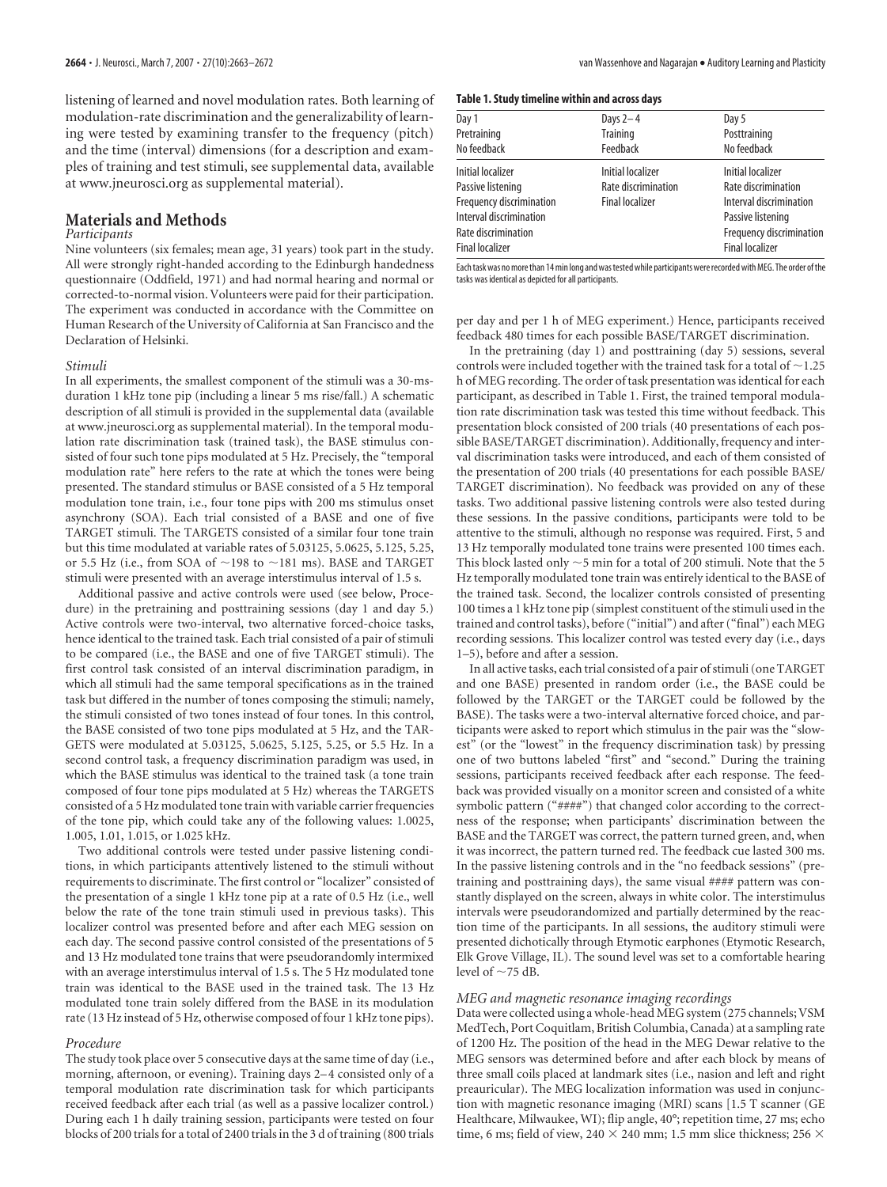listening of learned and novel modulation rates. Both learning of modulation-rate discrimination and the generalizability of learning were tested by examining transfer to the frequency (pitch) and the time (interval) dimensions (for a description and examples of training and test stimuli, see supplemental data, available at www.jneurosci.org as supplemental material).

## Materials and Methods

### Participants

Nine volunteers (six females; mean age, 31 years) took part in the study. All were strongly right-handed according to the Edinburgh handedness questionnaire (Oddfield, 1971) and had normal hearing and normal or corrected-to-normal vision. Volunteers were paid for their participation. The experiment was conducted in accordance with the Committee on Human Research of the University of California at San Francisco and the Declaration of Helsinki.

### Stimuli

In all experiments, the smallest component of the stimuli was a 30-ms-duration 1 kHz tone pip (including a linear 5 ms rise/fall.) A schematic description of all stimuli is provided in the supplemental data (available at www.jneurosci.org as supplemental material). In the temporal modulation rate discrimination task (trained task), the BASE stimulus consisted of four such tone pips modulated at 5 Hz. Precisely, the "temporal modulation rate" here refers to the rate at which the tones were being presented. The standard stimulus or BASE consisted of a 5 Hz temporal modulation tone train, i.e., four tone pips with 200 ms stimulus onset asynchrony (SOA). Each trial consisted of a BASE and one of five TARGET stimuli. The TARGETS consisted of a similar four tone train but this time modulated at variable rates of 5.03125, 5.0625, 5.125, 5.25, or 5.5 Hz (i.e., from SOA of ~198 to ~181 ms). BASE and TARGET stimuli were presented with an average interstimulus interval of 1.5 s.

Additional passive and active controls were used (see below, Procedure) in the pretraining and posttraining sessions (day 1 and day 5.) Active controls were two-interval, two alternative forced-choice tasks, hence identical to the trained task. Each trial consisted of a pair of stimuli to be compared (i.e., the BASE and one of five TARGET stimuli). The first control task consisted of an interval discrimination paradigm, in which all stimuli had the same temporal specifications as in the trained task but differed in the number of tones composing the stimuli; namely, the stimuli consisted of two tones instead of four tones. In this control, the BASE consisted of two tone pips modulated at 5 Hz, and the TARGETS were modulated at 5.03125, 5.0625, 5.125, 5.25, or 5.5 Hz. In a second control task, a frequency discrimination paradigm was used, in which the BASE stimulus was identical to the trained task (a tone train composed of four tone pips modulated at 5 Hz) whereas the TARGETS consisted of a 5 Hz modulated tone train with variable carrier frequencies of the tone pip, which could take any of the following values: 1.0025, 1.005, 1.01, 1.015, or 1.025 kHz.

Two additional controls were tested under passive listening conditions, in which participants attentively listened to the stimuli without requirements to discriminate. The first control or "localizer" consisted of the presentation of a single 1 kHz tone pip at a rate of 0.5 Hz (i.e., well below the rate of the tone train stimuli used in previous tasks). This localizer control was presented before and after each MEG session on each day. The second passive control consisted of the presentations of 5 and 13 Hz modulated tone trains that were pseudorandomly intermixed with an average interstimulus interval of 1.5 s. The 5 Hz modulated tone train was identical to the BASE used in the trained task. The 13 Hz modulated tone train solely differed from the BASE in its modulation rate (13 Hz instead of 5 Hz, otherwise composed of four 1 kHz tone pips).

### Procedure

The study took place over 5 consecutive days at the same time of day (i.e., morning, afternoon, or evening). Training days 2–4 consisted only of a temporal modulation rate discrimination task for which participants received feedback after each trial (as well as a passive localizer control.) During each 1 h daily training session, participants were tested on four blocks of 200 trials for a total of 2400 trials in the 3 d of training (800 trials per day and per 1 h of MEG experiment.) Hence, participants received feedback 480 times for each possible BASE/TARGET discrimination.

**Table 1. Study timeline within and across days**

| Day 1 | Days 2–4 | Day 5 |
|---|---|---|
| Pretraining | Training | Posttraining |
| No feedback | Feedback | No feedback |
| Initial localizer | Initial localizer | Initial localizer |
| Passive listening | Rate discrimination | Rate discrimination |
| Frequency discrimination | Final localizer | Interval discrimination |
| Interval discrimination | | Passive listening |
| Rate discrimination | | Frequency discrimination |
| Final localizer | | Final localizer |

Each task was no more than 14 min long and was tested while participants were recorded with MEG. The order of the tasks was identical as depicted for all participants.

In the pretraining (day 1) and posttraining (day 5) sessions, several controls were included together with the trained task for a total of ~1.25 h of MEG recording. The order of task presentation was identical for each participant, as described in Table 1. First, the trained temporal modulation rate discrimination task was tested this time without feedback. This presentation block consisted of 200 trials (40 presentations of each possible BASE/TARGET discrimination). Additionally, frequency and interval discrimination tasks were introduced, and each of them consisted of the presentation of 200 trials (40 presentations for each possible BASE/TARGET discrimination). No feedback was provided on any of these tasks. Two additional passive listening controls were also tested during these sessions. In the passive conditions, participants were told to be attentive to the stimuli, although no response was required. First, 5 and 13 Hz temporally modulated tone trains were presented 100 times each. This block lasted only ~5 min for a total of 200 stimuli. Note that the 5 Hz temporally modulated tone train was entirely identical to the BASE of the trained task. Second, the localizer controls consisted of presenting 100 times a 1 kHz tone pip (simplest constituent of the stimuli used in the trained and control tasks), before ("initial") and after ("final") each MEG recording sessions. This localizer control was tested every day (i.e., days 1–5), before and after a session.

In all active tasks, each trial consisted of a pair of stimuli (one TARGET and one BASE) presented in random order (i.e., the BASE could be followed by the TARGET or the TARGET could be followed by the BASE). The tasks were a two-interval alternative forced choice, and participants were asked to report which stimulus in the pair was the "slowest" (or the "lowest" in the frequency discrimination task) by pressing one of two buttons labeled "first" and "second." During the training sessions, participants received feedback after each response. The feedback was provided visually on a monitor screen and consisted of a white symbolic pattern ("####") that changed color according to the correctness of the response; when participants' discrimination between the BASE and the TARGET was correct, the pattern turned green, and, when it was incorrect, the pattern turned red. The feedback cue lasted 300 ms. In the passive listening controls and in the "no feedback sessions" (pretraining and posttraining days), the same visual #### pattern was constantly displayed on the screen, always in white color. The interstimulus intervals were pseudorandomized and partially determined by the reaction time of the participants. In all sessions, the auditory stimuli were presented dichotically through Etymotic earphones (Etymotic Research, Elk Grove Village, IL). The sound level was set to a comfortable hearing level of ~75 dB.

### MEG and magnetic resonance imaging recordings

Data were collected using a whole-head MEG system (275 channels; VSM MedTech, Port Coquitlam, British Columbia, Canada) at a sampling rate of 1200 Hz. The position of the head in the MEG Dewar relative to the MEG sensors was determined before and after each block by means of three small coils placed at landmark sites (i.e., nasion and left and right preauricular). The MEG localization information was used in conjunction with magnetic resonance imaging (MRI) scans [1.5 T scanner (GE Healthcare, Milwaukee, WI); flip angle, 40°; repetition time, 27 ms; echo time, 6 ms; field of view, 240 × 240 mm; 1.5 mm slice thickness; 256 ×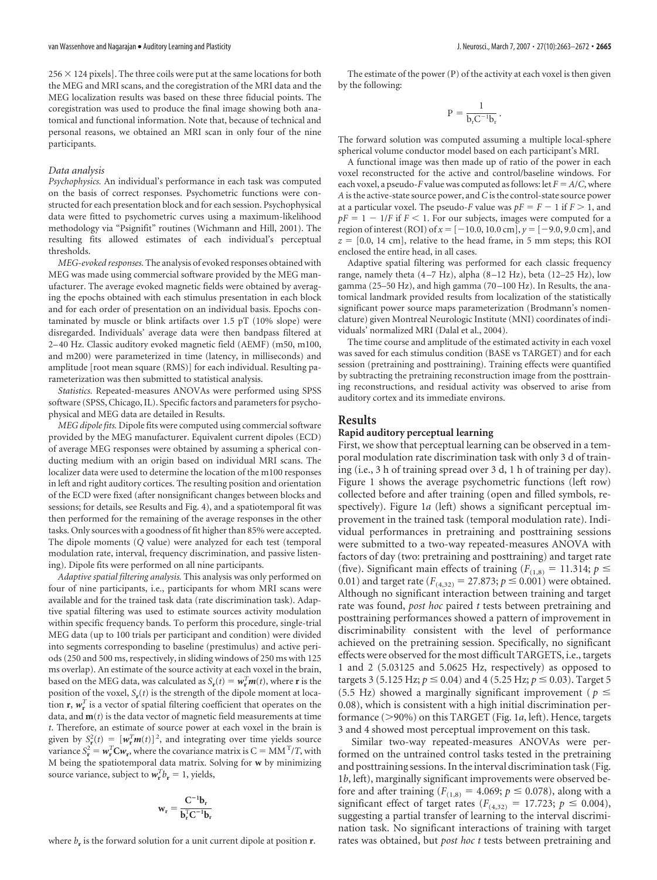256 × 124 pixels]. The three coils were put at the same locations for both the MEG and MRI scans, and the coregistration of the MRI data and the MEG localization results was based on these three fiducial points. The coregistration was used to produce the final image showing both anatomical and functional information. Note that, because of technical and personal reasons, we obtained an MRI scan in only four of the nine participants.

### Data analysis

*Psychophysics.* An individual's performance in each task was computed on the basis of correct responses. Psychometric functions were constructed for each presentation block and for each session. Psychophysical data were fitted to psychometric curves using a maximum-likelihood methodology via "Psignifit" routines (Wichmann and Hill, 2001). The resulting fits allowed estimates of each individual's perceptual thresholds.

*MEG-evoked responses.* The analysis of evoked responses obtained with MEG was made using commercial software provided by the MEG manufacturer. The average evoked magnetic fields were obtained by averaging the epochs obtained with each stimulus presentation in each block and for each order of presentation on an individual basis. Epochs contaminated by muscle or blink artifacts over 1.5 pT (10% slope) were disregarded. Individuals' average data were then bandpass filtered at 2–40 Hz. Classic auditory evoked magnetic field (AEMF) (m50, m100, and m200) were parameterized in time (latency, in milliseconds) and amplitude [root mean square (RMS)] for each individual. Resulting parameterization was then submitted to statistical analysis.

*Statistics.* Repeated-measures ANOVAs were performed using SPSS software (SPSS, Chicago, IL). Specific factors and parameters for psychophysical and MEG data are detailed in Results.

*MEG dipole fits.* Dipole fits were computed using commercial software provided by the MEG manufacturer. Equivalent current dipoles (ECD) of average MEG responses were obtained by assuming a spherical conducting medium with an origin based on individual MRI scans. The localizer data were used to determine the location of the m100 responses in left and right auditory cortices. The resulting position and orientation of the ECD were fixed (after nonsignificant changes between blocks and sessions; for details, see Results and Fig. 4), and a spatiotemporal fit was then performed for the remaining of the average responses in the other tasks. Only sources with a goodness of fit higher than 85% were accepted. The dipole moments (*Q* value) were analyzed for each test (temporal modulation rate, interval, frequency discrimination, and passive listening). Dipole fits were performed on all nine participants.

*Adaptive spatial filtering analysis.* This analysis was only performed on four of nine participants, i.e., participants for whom MRI scans were available and for the trained task data (rate discrimination task). Adaptive spatial filtering was used to estimate sources activity modulation within specific frequency bands. To perform this procedure, single-trial MEG data (up to 100 trials per participant and condition) were divided into segments corresponding to baseline (prestimulus) and active periods (250 and 500 ms, respectively, in sliding windows of 250 ms with 125 ms overlap). An estimate of the source activity at each voxel in the brain, based on the MEG data, was calculated as $S_{\mathbf{r}}(t) = \mathbf{w}_{\mathbf{r}}^T \mathbf{m}(t)$, where $\mathbf{r}$ is the position of the voxel, $S_{\mathbf{r}}(t)$ is the strength of the dipole moment at location $\mathbf{r}$, $\mathbf{w}_{\mathbf{r}}^T$ is a vector of spatial filtering coefficient that operates on the data, and $\mathbf{m}(t)$ is the data vector of magnetic field measurements at time $t$. Therefore, an estimate of source power at each voxel in the brain is given by $S_{\mathbf{r}}^2(t) = [\mathbf{w}_{\mathbf{r}}^T \mathbf{m}(t)]^2$, and integrating over time yields source variance $S_{\mathbf{r}}^2 = \mathbf{w}_{\mathbf{r}}^T \mathbf{C} \mathbf{w}_{\mathbf{r}}$, where the covariance matrix is $\mathrm{C} = \mathrm{MM}^T/T$, with M being the spatiotemporal data matrix. Solving for $\mathbf{w}$ by minimizing source variance, subject to $\mathbf{w}_{\mathbf{r}}^T b_{\mathbf{r}} = 1$, yields,

$$\mathbf{w}_{\mathbf{r}} = \frac{\mathbf{C}^{-1}\mathbf{b}_{\mathbf{r}}}{\mathbf{b}_{\mathbf{r}}^T \mathbf{C}^{-1} \mathbf{b}_{\mathbf{r}}}$$

where $b_{\mathbf{r}}$ is the forward solution for a unit current dipole at position $\mathbf{r}$.

The estimate of the power (P) of the activity at each voxel is then given by the following:

$$\mathrm{P} = \frac{1}{\mathrm{b_r C^{-1} b_r}}.$$

The forward solution was computed assuming a multiple local-sphere spherical volume conductor model based on each participant's MRI.

A functional image was then made up of ratio of the power in each voxel reconstructed for the active and control/baseline windows. For each voxel, a pseudo-*F* value was computed as follows: let $F = A/C$, where *A* is the active-state source power, and *C* is the control-state source power at a particular voxel. The pseudo-*F* value was $pF = F - 1$ if $F > 1$, and $pF = 1 - 1/F$ if $F < 1$. For our subjects, images were computed for a region of interest (ROI) of $x = [-10.0, 10.0\ \text{cm}]$, $y = [-9.0, 9.0\ \text{cm}]$, and $z = [0.0, 14\ \text{cm}]$, relative to the head frame, in 5 mm steps; this ROI enclosed the entire head, in all cases.

Adaptive spatial filtering was performed for each classic frequency range, namely theta (4–7 Hz), alpha (8–12 Hz), beta (12–25 Hz), low gamma (25–50 Hz), and high gamma (70–100 Hz). In Results, the anatomical landmark provided results from localization of the statistically significant power source maps parameterization (Brodmann's nomenclature) given Montreal Neurologic Institute (MNI) coordinates of individuals' normalized MRI (Dalal et al., 2004).

The time course and amplitude of the estimated activity in each voxel was saved for each stimulus condition (BASE vs TARGET) and for each session (pretraining and posttraining). Training effects were quantified by subtracting the pretraining reconstruction image from the posttraining reconstructions, and residual activity was observed to arise from auditory cortex and its immediate environs.

## Results

### Rapid auditory perceptual learning

First, we show that perceptual learning can be observed in a temporal modulation rate discrimination task with only 3 d of training (i.e., 3 h of training spread over 3 d, 1 h of training per day). Figure 1 shows the average psychometric functions (left row) collected before and after training (open and filled symbols, respectively). Figure 1*a* (left) shows a significant perceptual improvement in the trained task (temporal modulation rate). Individual performances in pretraining and posttraining sessions were submitted to a two-way repeated-measures ANOVA with factors of day (two: pretraining and posttraining) and target rate (five). Significant main effects of training ($F_{(1,8)} = 11.314$; $p \leq 0.01$) and target rate ($F_{(4,32)} = 27.873$; $p \leq 0.001$) were obtained. Although no significant interaction between training and target rate was found, *post hoc* paired *t* tests between pretraining and posttraining performances showed a pattern of improvement in discriminability consistent with the level of performance achieved on the pretraining session. Specifically, no significant effects were observed for the most difficult TARGETS, i.e., targets 1 and 2 (5.03125 and 5.0625 Hz, respectively) as opposed to targets 3 (5.125 Hz; $p \leq 0.04$) and 4 (5.25 Hz; $p \leq 0.03$). Target 5 (5.5 Hz) showed a marginally significant improvement ($p \leq 0.08$), which is consistent with a high initial discrimination performance (>90%) on this TARGET (Fig. 1*a*, left). Hence, targets 3 and 4 showed most perceptual improvement on this task.

Similar two-way repeated-measures ANOVAs were performed on the untrained control tasks tested in the pretraining and posttraining sessions. In the interval discrimination task (Fig. 1*b*, left), marginally significant improvements were observed before and after training ($F_{(1,8)} = 4.069$; $p \leq 0.078$), along with a significant effect of target rates ($F_{(4,32)} = 17.723$; $p \leq 0.004$), suggesting a partial transfer of learning to the interval discrimination task. No significant interactions of training with target rates was obtained, but *post hoc t* tests between pretraining and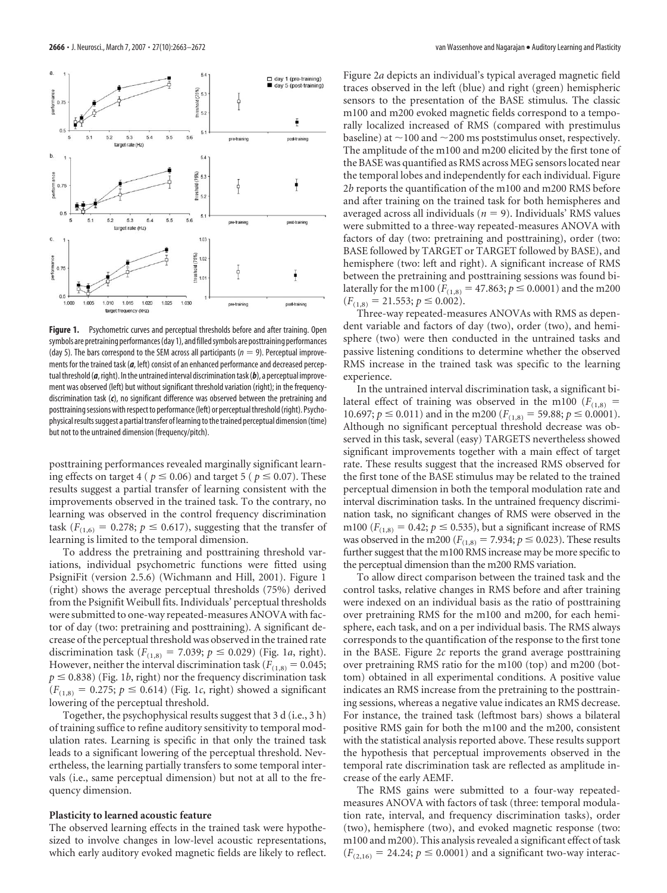**Figure 1.** Psychometric curves and perceptual thresholds before and after training. Open symbols are pretraining performances (day 1), and filled symbols are posttraining performances (day 5). The bars correspond to the SEM across all participants ($n = 9$). Perceptual improvements for the trained task (***a***, left) consist of an enhanced performance and decreased perceptual threshold (***a***, right). In the untrained interval discrimination task (***b***), a perceptual improvement was observed (left) but without significant threshold variation (right); in the frequency-discrimination task (***c***), no significant difference was observed between the pretraining and posttraining sessions with respect to performance (left) or perceptual threshold (right). Psychophysical results suggest a partial transfer of learning to the trained perceptual dimension (time) but not to the untrained dimension (frequency/pitch).

posttraining performances revealed marginally significant learning effects on target 4 ( $p \leq 0.06$) and target 5 ( $p \leq 0.07$). These results suggest a partial transfer of learning consistent with the improvements observed in the trained task. To the contrary, no learning was observed in the control frequency discrimination task ($F_{(1,6)} = 0.278$; $p \leq 0.617$), suggesting that the transfer of learning is limited to the temporal dimension.

To address the pretraining and posttraining threshold variations, individual psychometric functions were fitted using PsigniFit (version 2.5.6) (Wichmann and Hill, 2001). Figure 1 (right) shows the average perceptual thresholds (75%) derived from the Psignifit Weibull fits. Individuals' perceptual thresholds were submitted to one-way repeated-measures ANOVA with factor of day (two: pretraining and posttraining). A significant decrease of the perceptual threshold was observed in the trained rate discrimination task ($F_{(1,8)} = 7.039$; $p \leq 0.029$) (Fig. 1*a*, right). However, neither the interval discrimination task ($F_{(1,8)} = 0.045$; $p \leq 0.838$) (Fig. 1*b*, right) nor the frequency discrimination task ($F_{(1,8)} = 0.275$; $p \leq 0.614$) (Fig. 1*c*, right) showed a significant lowering of the perceptual threshold.

Together, the psychophysical results suggest that 3 d (i.e., 3 h) of training suffice to refine auditory sensitivity to temporal modulation rates. Learning is specific in that only the trained task leads to a significant lowering of the perceptual threshold. Nevertheless, the learning partially transfers to some temporal intervals (i.e., same perceptual dimension) but not at all to the frequency dimension.

### Plasticity to learned acoustic feature

The observed learning effects in the trained task were hypothesized to involve changes in low-level acoustic representations, which early auditory evoked magnetic fields are likely to reflect.

Figure 2*a* depicts an individual's typical averaged magnetic field traces observed in the left (blue) and right (green) hemispheric sensors to the presentation of the BASE stimulus. The classic m100 and m200 evoked magnetic fields correspond to a temporally localized increased of RMS (compared with prestimulus baseline) at ~100 and ~200 ms poststimulus onset, respectively. The amplitude of the m100 and m200 elicited by the first tone of the BASE was quantified as RMS across MEG sensors located near the temporal lobes and independently for each individual. Figure 2*b* reports the quantification of the m100 and m200 RMS before and after training on the trained task for both hemispheres and averaged across all individuals ($n = 9$). Individuals' RMS values were submitted to a three-way repeated-measures ANOVA with factors of day (two: pretraining and posttraining), order (two: BASE followed by TARGET or TARGET followed by BASE), and hemisphere (two: left and right). A significant increase of RMS between the pretraining and posttraining sessions was found bilaterally for the m100 ($F_{(1,8)} = 47.863$; $p \leq 0.0001$) and the m200 ($F_{(1,8)} = 21.553$; $p \leq 0.002$).

Three-way repeated-measures ANOVAs with RMS as dependent variable and factors of day (two), order (two), and hemisphere (two) were then conducted in the untrained tasks and passive listening conditions to determine whether the observed RMS increase in the trained task was specific to the learning experience.

In the untrained interval discrimination task, a significant bilateral effect of training was observed in the m100 ($F_{(1,8)} = 10.697$; $p \leq 0.011$) and in the m200 ($F_{(1,8)} = 59.88$; $p \leq 0.0001$). Although no significant perceptual threshold decrease was observed in this task, several (easy) TARGETS nevertheless showed significant improvements together with a main effect of target rate. These results suggest that the increased RMS observed for the first tone of the BASE stimulus may be related to the trained perceptual dimension in both the temporal modulation rate and interval discrimination tasks. In the untrained frequency discrimination task, no significant changes of RMS were observed in the m100 ($F_{(1,8)} = 0.42$; $p \leq 0.535$), but a significant increase of RMS was observed in the m200 ($F_{(1,8)} = 7.934$; $p \leq 0.023$). These results further suggest that the m100 RMS increase may be more specific to the perceptual dimension than the m200 RMS variation.

To allow direct comparison between the trained task and the control tasks, relative changes in RMS before and after training were indexed on an individual basis as the ratio of posttraining over pretraining RMS for the m100 and m200, for each hemisphere, each task, and on a per individual basis. The RMS always corresponds to the quantification of the response to the first tone in the BASE. Figure 2*c* reports the grand average posttraining over pretraining RMS ratio for the m100 (top) and m200 (bottom) obtained in all experimental conditions. A positive value indicates an RMS increase from the pretraining to the posttraining sessions, whereas a negative value indicates an RMS decrease. For instance, the trained task (leftmost bars) shows a bilateral positive RMS gain for both the m100 and the m200, consistent with the statistical analysis reported above. These results support the hypothesis that perceptual improvements observed in the temporal rate discrimination task are reflected as amplitude increase of the early AEMF.

The RMS gains were submitted to a four-way repeated-measures ANOVA with factors of task (three: temporal modulation rate, interval, and frequency discrimination tasks), order (two), hemisphere (two), and evoked magnetic response (two: m100 and m200). This analysis revealed a significant effect of task ($F_{(2,16)} = 24.24$; $p \leq 0.0001$) and a significant two-way interac-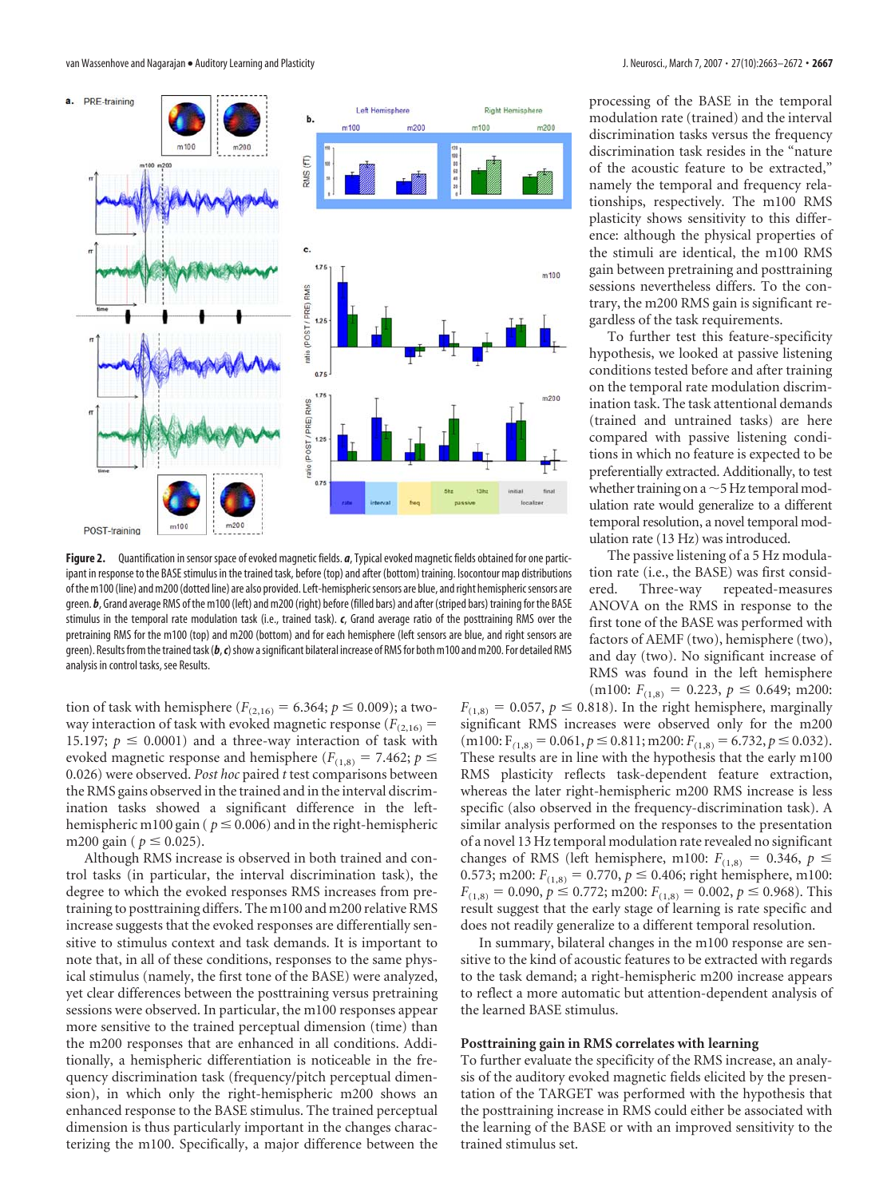**Figure 2.** Quantification in sensor space of evoked magnetic fields. ***a***, Typical evoked magnetic fields obtained for one participant in response to the BASE stimulus in the trained task, before (top) and after (bottom) training. Isocontour map distributions of the m100 (line) and m200 (dotted line) are also provided. Left-hemispheric sensors are blue, and right hemispheric sensors are green. ***b***, Grand average RMS of the m100 (left) and m200 (right) before (filled bars) and after (striped bars) training for the BASE stimulus in the temporal rate modulation task (i.e., trained task). ***c***, Grand average ratio of the posttraining RMS over the pretraining RMS for the m100 (top) and m200 (bottom) and for each hemisphere (left sensors are blue, and right sensors are green). Results from the trained task (***b***, ***c***) show a significant bilateral increase of RMS for both m100 and m200. For detailed RMS analysis in control tasks, see Results.

tion of task with hemisphere ($F_{(2,16)} = 6.364$; $p \leq 0.009$); a two-way interaction of task with evoked magnetic response ($F_{(2,16)} = 15.197$; $p \leq 0.0001$) and a three-way interaction of task with evoked magnetic response and hemisphere ($F_{(1,8)} = 7.462$; $p \leq 0.026$) were observed. *Post hoc* paired *t* test comparisons between the RMS gains observed in the trained and in the interval discrimination tasks showed a significant difference in the left-hemispheric m100 gain ( $p \leq 0.006$) and in the right-hemispheric m200 gain ( $p \leq 0.025$).

Although RMS increase is observed in both trained and control tasks (in particular, the interval discrimination task), the degree to which the evoked responses RMS increases from pretraining to posttraining differs. The m100 and m200 relative RMS increase suggests that the evoked responses are differentially sensitive to stimulus context and task demands. It is important to note that, in all of these conditions, responses to the same physical stimulus (namely, the first tone of the BASE) were analyzed, yet clear differences between the posttraining versus pretraining sessions were observed. In particular, the m100 responses appear more sensitive to the trained perceptual dimension (time) than the m200 responses that are enhanced in all conditions. Additionally, a hemispheric differentiation is noticeable in the frequency discrimination task (frequency/pitch perceptual dimension), in which only the right-hemispheric m200 shows an enhanced response to the BASE stimulus. The trained perceptual dimension is thus particularly important in the changes characterizing the m100. Specifically, a major difference between the processing of the BASE in the temporal modulation rate (trained) and the interval discrimination tasks versus the frequency discrimination task resides in the "nature of the acoustic feature to be extracted," namely the temporal and frequency relationships, respectively. The m100 RMS plasticity shows sensitivity to this difference: although the physical properties of the stimuli are identical, the m100 RMS gain between pretraining and posttraining sessions nevertheless differs. To the contrary, the m200 RMS gain is significant regardless of the task requirements.

To further test this feature-specificity hypothesis, we looked at passive listening conditions tested before and after training on the temporal rate modulation discrimination task. The task attentional demands (trained and untrained tasks) are here compared with passive listening conditions in which no feature is expected to be preferentially extracted. Additionally, to test whether training on a ~5 Hz temporal modulation rate would generalize to a different temporal resolution, a novel temporal modulation rate (13 Hz) was introduced.

The passive listening of a 5 Hz modulation rate (i.e., the BASE) was first considered. Three-way repeated-measures ANOVA on the RMS in response to the first tone of the BASE was performed with factors of AEMF (two), hemisphere (two), and day (two). No significant increase of RMS was found in the left hemisphere (m100: $F_{(1,8)} = 0.223$, $p \leq 0.649$; m200: $F_{(1,8)} = 0.057$, $p \leq 0.818$). In the right hemisphere, marginally significant RMS increases were observed only for the m200 (m100: $F_{(1,8)} = 0.061, p \leq 0.811$; m200: $F_{(1,8)} = 6.732, p \leq 0.032$). These results are in line with the hypothesis that the early m100 RMS plasticity reflects task-dependent feature extraction, whereas the later right-hemisphere m200 RMS increase is less specific (also observed in the frequency-discrimination task). A similar analysis performed on the responses to the presentation of a novel 13 Hz temporal modulation rate revealed no significant changes of RMS (left hemisphere, m100: $F_{(1,8)} = 0.346$, $p \leq 0.573$; m200: $F_{(1,8)} = 0.770$, $p \leq 0.406$; right hemisphere, m100: $F_{(1,8)} = 0.090$, $p \leq 0.772$; m200: $F_{(1,8)} = 0.002$, $p \leq 0.968$). This result suggest that the early stage of learning is rate specific and does not readily generalize to a different temporal resolution.

In summary, bilateral changes in the m100 response are sensitive to the kind of acoustic features to be extracted with regards to the task demand; a right-hemispheric m200 increase appears to reflect a more automatic but attention-dependent analysis of the learned BASE stimulus.

### Posttraining gain in RMS correlates with learning

To further evaluate the specificity of the RMS increase, an analysis of the auditory evoked magnetic fields elicited by the presentation of the TARGET was performed with the hypothesis that the posttraining increase in RMS could either be associated with the learning of the BASE or with an improved sensitivity to the trained stimulus set.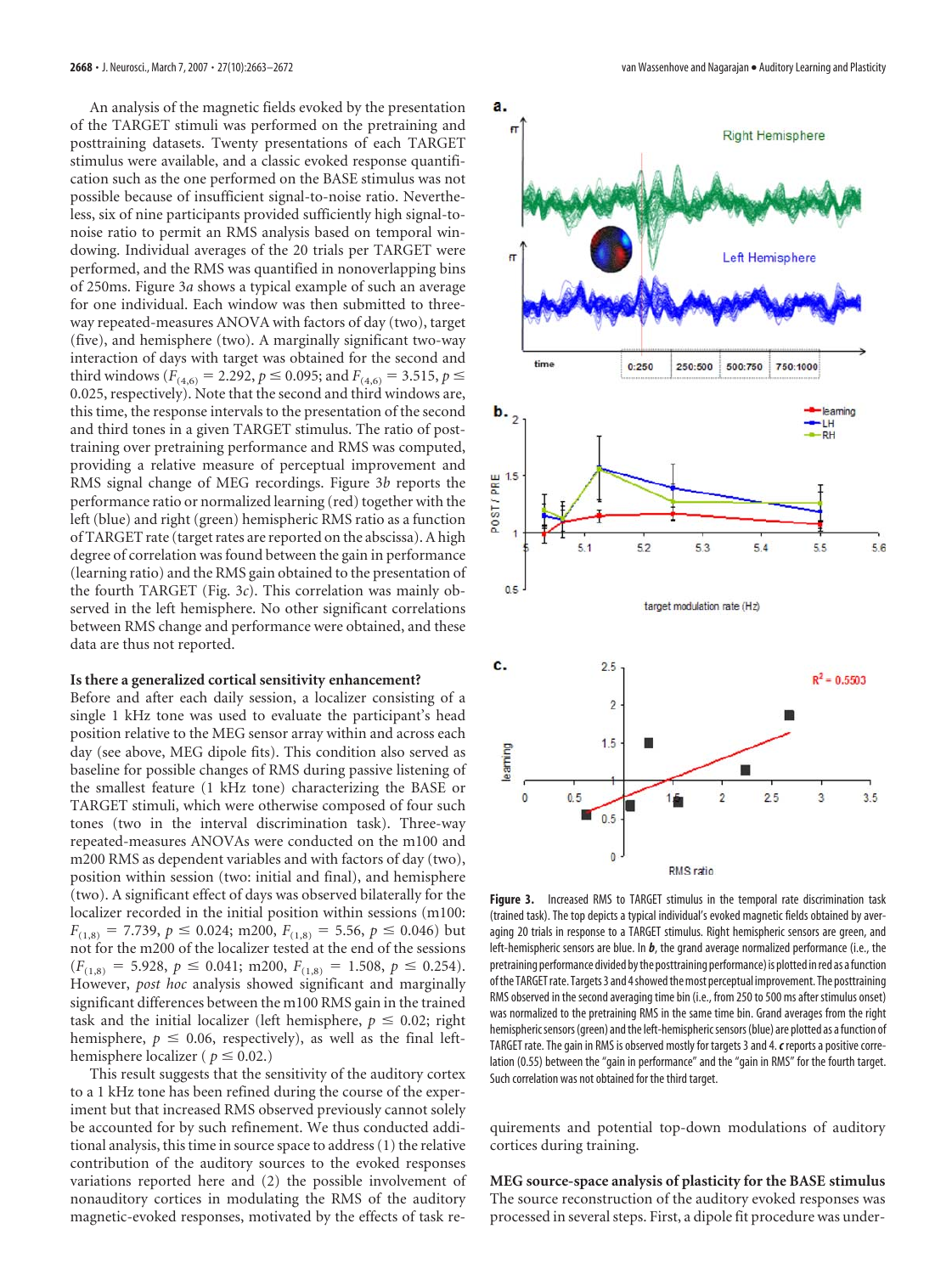An analysis of the magnetic fields evoked by the presentation of the TARGET stimuli was performed on the pretraining and posttraining datasets. Twenty presentations of each TARGET stimulus were available, and a classic evoked response quantification such as the one performed on the BASE stimulus was not possible because of insufficient signal-to-noise ratio. Nevertheless, six of nine participants provided sufficiently high signal-to-noise ratio to permit an RMS analysis based on temporal windowing. Individual averages of the 20 trials per TARGET were performed, and the RMS was quantified in nonoverlapping bins of 250ms. Figure 3*a* shows a typical example of such an average for one individual. Each window was then submitted to three-way repeated-measures ANOVA with factors of day (two), target (five), and hemisphere (two). A marginally significant two-way interaction of days with target was obtained for the second and third windows ($F_{(4,6)} = 2.292$, $p \leq 0.095$; and $F_{(4,6)} = 3.515$, $p \leq 0.025$, respectively). Note that the second and third windows are, this time, the response intervals to the presentation of the second and third tones in a given TARGET stimulus. The ratio of post-training over pretraining performance and RMS was computed, providing a relative measure of perceptual improvement and RMS signal change of MEG recordings. Figure 3*b* reports the performance ratio or normalized learning (red) together with the left (blue) and right (green) hemispheric RMS ratio as a function of TARGET rate (target rates are reported on the abscissa). A high degree of correlation was found between the gain in performance (learning ratio) and the RMS gain obtained to the presentation of the fourth TARGET (Fig. 3*c*). This correlation was mainly observed in the left hemisphere. No other significant correlations between RMS change and performance were obtained, and these data are thus not reported.

**Is there a generalized cortical sensitivity enhancement?**

Before and after each daily session, a localizer consisting of a single 1 kHz tone was used to evaluate the participant's head position relative to the MEG sensor array within and across each day (see above, MEG dipole fits). This condition also served as baseline for possible changes of RMS during passive listening of the smallest feature (1 kHz tone) characterizing the BASE or TARGET stimuli, which were otherwise composed of four such tones (two in the interval discrimination task). Three-way repeated-measures ANOVAs were conducted on the m100 and m200 RMS as dependent variables and with factors of day (two), position within session (two: initial and final), and hemisphere (two). A significant effect of days was observed bilaterally for the localizer recorded in the initial position within sessions (m100: $F_{(1,8)} = 7.739$, $p \leq 0.024$; m200, $F_{(1,8)} = 5.56$, $p \leq 0.046$) but not for the m200 of the localizer tested at the end of the sessions ($F_{(1,8)} = 5.928$, $p \leq 0.041$; m200, $F_{(1,8)} = 1.508$, $p \leq 0.254$). However, *post hoc* analysis showed significant and marginally significant differences between the m100 RMS gain in the trained task and the initial localizer (left hemisphere, $p \leq 0.02$; right hemisphere, $p \leq 0.06$, respectively), as well as the final left-hemisphere localizer ( $p \leq 0.02$.)

This result suggests that the sensitivity of the auditory cortex to a 1 kHz tone has been refined during the course of the experiment but that increased RMS observed previously cannot solely be accounted for by such refinement. We thus conducted additional analysis, this time in source space to address (1) the relative contribution of the auditory sources to the evoked responses variations reported here and (2) the possible involvement of nonauditory cortices in modulating the RMS of the auditory magnetic-evoked responses, motivated by the effects of task requirements and potential top-down modulations of auditory cortices during training.

**Figure 3.** Increased RMS to TARGET stimulus in the temporal rate discrimination task (trained task). The top depicts a typical individual's evoked magnetic fields obtained by averaging 20 trials in response to a TARGET stimulus. Right hemispheric sensors are green, and left-hemispheric sensors are blue. In ***b***, the grand average normalized performance (i.e., the pretraining performance divided by the posttraining performance) is plotted in red as a function of the TARGET rate. Targets 3 and 4 showed the most perceptual improvement. The posttraining RMS observed in the second averaging time bin (i.e., from 250 to 500 ms after stimulus onset) was normalized to the pretraining RMS in the same time bin. Grand averages from the right hemispheric sensors (green) and the left-hemispheric sensors (blue) are plotted as a function of TARGET rate. The gain in RMS is observed mostly for targets 3 and 4. ***c*** reports a positive correlation (0.55) between the "gain in performance" and the "gain in RMS" for the fourth target. Such correlation was not obtained for the third target.

**MEG source-space analysis of plasticity for the BASE stimulus**

The source reconstruction of the auditory evoked responses was processed in several steps. First, a dipole fit procedure was under-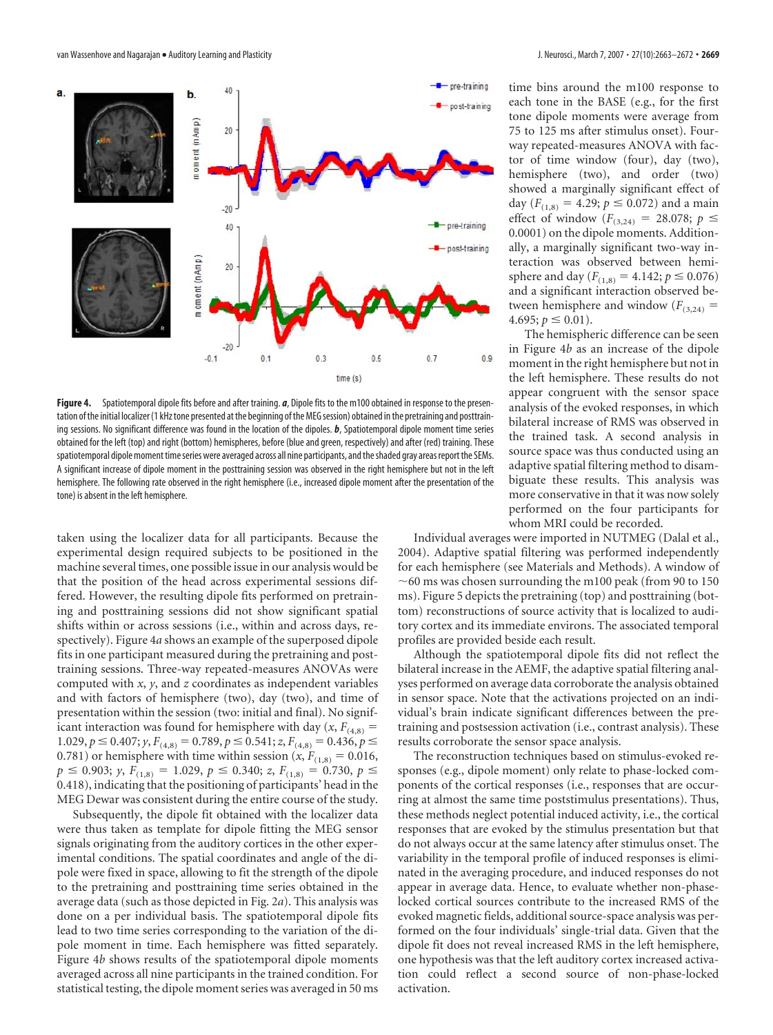**Figure 4.** Spatiotemporal dipole fits before and after training. ***a***, Dipole fits to the m100 obtained in response to the presentation of the initial localizer (1 kHz tone presented at the beginning of the MEG session) obtained in the pretraining and posttraining sessions. No significant difference was found in the location of the dipoles. ***b***, Spatiotemporal dipole moment time series obtained for the left (top) and right (bottom) hemispheres, before (blue and green, respectively) and after (red) training. These spatiotemporal dipole moment time series were averaged across all nine participants, and the shaded gray areas report the SEMs. A significant increase of dipole moment in the posttraining session was observed in the right hemisphere but not in the left hemisphere. The following rate observed in the right hemisphere (i.e., increased dipole moment after the presentation of the tone) is absent in the left hemisphere.

taken using the localizer data for all participants. Because the experimental design required subjects to be positioned in the machine several times, one possible issue in our analysis would be that the position of the head across experimental sessions differed. However, the resulting dipole fits performed on pretraining and posttraining sessions did not show significant spatial shifts within or across sessions (i.e., within and across days, respectively). Figure 4*a* shows an example of the superposed dipole fits in one participant measured during the pretraining and posttraining sessions. Three-way repeated-measures ANOVAs were computed with *x*, *y*, and *z* coordinates as independent variables and with factors of hemisphere (two), day (two), and time of presentation within the session (two: initial and final). No significant interaction was found for hemisphere with day ($x$, $F_{(4,8)} = 1.029$, $p \leq 0.407$; $y$, $F_{(4,8)} = 0.789$, $p \leq 0.541$; $z$, $F_{(4,8)} = 0.436$, $p \leq 0.781$) or hemisphere with time within session ($x$, $F_{(1,8)} = 0.016$, $p \leq 0.903$; $y$, $F_{(1,8)} = 1.029$, $p \leq 0.340$; $z$, $F_{(1,8)} = 0.730$, $p \leq 0.418$), indicating that the positioning of participants' head in the MEG Dewar was consistent during the entire course of the study.

Subsequently, the dipole fit obtained with the localizer data were thus taken as template for dipole fitting the MEG sensor signals originating from the auditory cortices in the other experimental conditions. The spatial coordinates and angle of the dipole were fixed in space, allowing to fit the strength of the dipole to the pretraining and posttraining time series obtained in the average data (such as those depicted in Fig. 2*a*). This analysis was done on a per individual basis. The spatiotemporal dipole fits lead to two time series corresponding to the variation of the dipole moment in time. Each hemisphere was fitted separately. Figure 4*b* shows results of the spatiotemporal dipole moments averaged across all nine participants in the trained condition. For statistical testing, the dipole moment series was averaged in 50 ms time bins around the m100 response to each tone in the BASE (e.g., for the first tone dipole moments were average from 75 to 125 ms after stimulus onset). Four-way repeated-measures ANOVA with factor of time window (four), day (two), hemisphere (two), and order (two) showed a marginally significant effect of day ($F_{(1,8)} = 4.29$; $p \leq 0.072$) and a main effect of window ($F_{(3,24)} = 28.078$; $p \leq 0.0001$) on the dipole moments. Additionally, a marginally significant two-way interaction was observed between hemisphere and day ($F_{(1,8)} = 4.142$; $p \leq 0.076$) and a significant interaction observed between hemisphere and window ($F_{(3,24)} = 4.695$; $p \leq 0.01$).

The hemispheric difference can be seen in Figure 4*b* as an increase of the dipole moment in the right hemisphere but not in the left hemisphere. These results do not appear congruent with the sensor space analysis of the evoked responses, in which bilateral increase of RMS was observed in the trained task. A second analysis in source space was thus conducted using an adaptive spatial filtering method to disambiguate these results. This analysis was more conservative in that it was now solely performed on the four participants for whom MRI could be recorded.

Individual averages were imported in NUTMEG (Dalal et al., 2004). Adaptive spatial filtering was performed independently for each hemisphere (see Materials and Methods). A window of ~60 ms was chosen surrounding the m100 peak (from 90 to 150 ms). Figure 5 depicts the pretraining (top) and posttraining (bottom) reconstructions of source activity that is localized to auditory cortex and its immediate environs. The associated temporal profiles are provided beside each result.

Although the spatiotemporal dipole fits did not reflect the bilateral increase in the AEMF, the adaptive spatial filtering analyses performed on average data corroborate the analysis obtained in sensor space. Note that the activations projected on an individual's brain indicate significant differences between the pretraining and postsession activation (i.e., contrast analysis). These results corroborate the sensor space analysis.

The reconstruction techniques based on stimulus-evoked responses (e.g., dipole moment) only relate to phase-locked components of the cortical responses (i.e., responses that are occurring at almost the same time poststimulus presentations). Thus, these methods neglect potential induced activity, i.e., the cortical responses that are evoked by the stimulus presentation but that do not always occur at the same latency after stimulus onset. The variability in the temporal profile of induced responses is eliminated in the averaging procedure, and induced responses do not appear in average data. Hence, to evaluate whether non-phase-locked cortical sources contribute to the increased RMS of the evoked magnetic fields, additional source-space analysis was performed on the four individuals' single-trial data. Given that the dipole fit does not reveal increased RMS in the left hemisphere, one hypothesis was that the left auditory cortex increased activation could reflect a second source of non-phase-locked activation.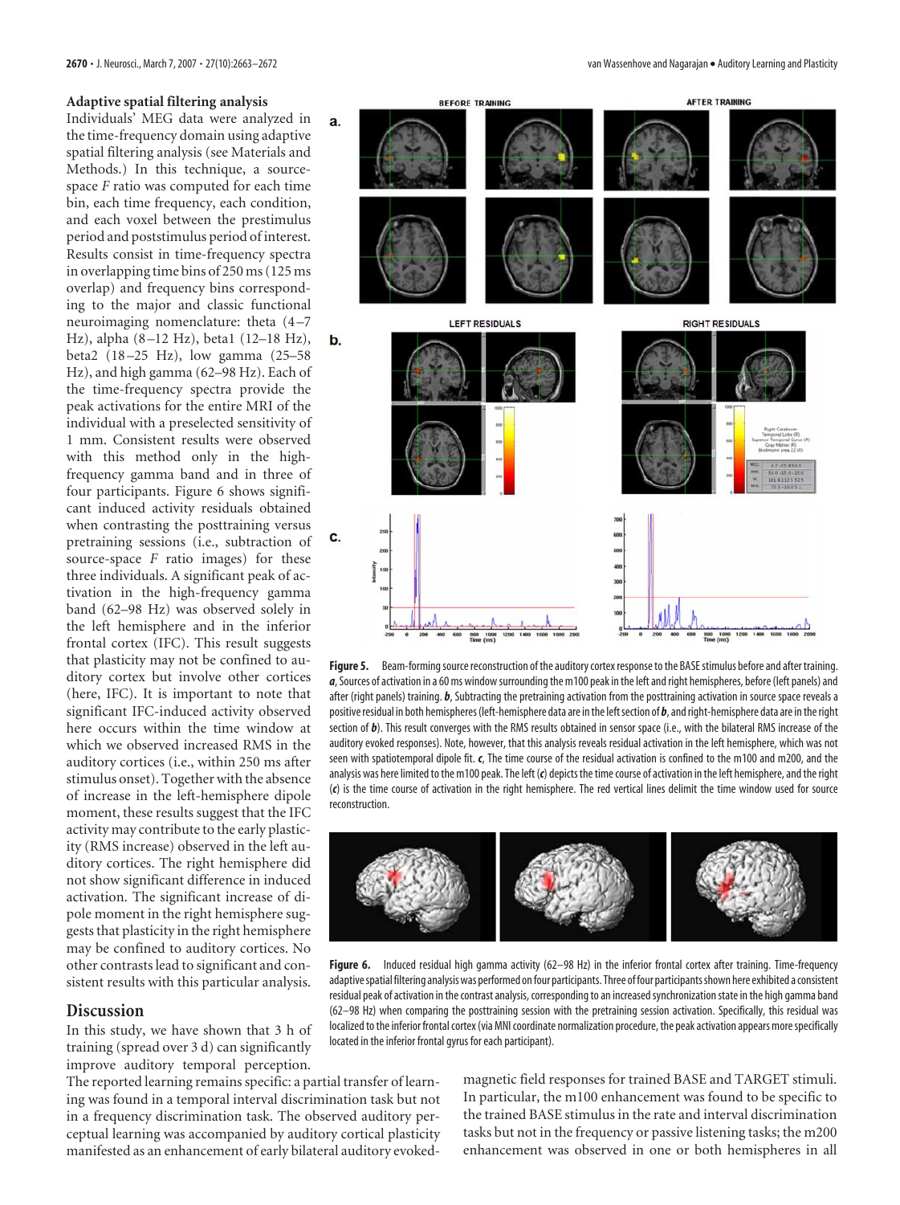### Adaptive spatial filtering analysis

Individuals' MEG data were analyzed in the time-frequency domain using adaptive spatial filtering analysis (see Materials and Methods.) In this technique, a source-space $F$ ratio was computed for each time bin, each time frequency, each condition, and each voxel between the prestimulus period and poststimulus period of interest. Results consist in time-frequency spectra in overlapping time bins of 250 ms (125 ms overlap) and frequency bins corresponding to the major and classic functional neuroimaging nomenclature: theta (4–7 Hz), alpha (8–12 Hz), beta1 (12–18 Hz), beta2 (18–25 Hz), low gamma (25–58 Hz), and high gamma (62–98 Hz). Each of the time-frequency spectra provide the peak activations for the entire MRI of the individual with a preselected sensitivity of 1 mm. Consistent results were observed with this method only in the high-frequency gamma band and in three of four participants. Figure 6 shows significant induced activity residuals obtained when contrasting the posttraining versus pretraining sessions (i.e., subtraction of source-space $F$ ratio images) for these three individuals. A significant peak of activation in the high-frequency gamma band (62–98 Hz) was observed solely in the left hemisphere and in the inferior frontal cortex (IFC). This result suggests that plasticity may not be confined to auditory cortex but involve other cortices (here, IFC). It is important to note that significant IFC-induced activity observed here occurs within the time window at which we observed increased RMS in the auditory cortices (i.e., within 250 ms after stimulus onset). Together with the absence of increase in the left-hemisphere dipole moment, these results suggest that the IFC activity may contribute to the early plasticity (RMS increase) observed in the left auditory cortices. The right hemisphere did not show significant difference in induced activation. The significant increase of dipole moment in the right hemisphere suggests that plasticity in the right hemisphere may be confined to auditory cortices. No other contrasts lead to significant and consistent results with this particular analysis.

**Figure 5.** Beam-forming source reconstruction of the auditory cortex response to the BASE stimulus before and after training. ***a***, Sources of activation in a 60 ms window surrounding the m100 peak in the left and right hemispheres, before (left panels) and after (right panels) training. ***b***, Subtracting the pretraining activation from the posttraining activation in source space reveals a positive residual in both hemispheres (left-hemisphere data are in the left section of ***b***, and right-hemisphere data are in the right section of ***b***). This result converges with the RMS results obtained in sensor space (i.e., with the bilateral RMS increase of the auditory evoked responses). Note, however, that this analysis reveals residual activation in the left hemisphere, which was not seen with spatiotemporal dipole fit. ***c***, The time course of the residual activation is confined to the m100 and m200, and the analysis was here limited to the m100 peak. The left (***c***) depicts the time course of activation in the left hemisphere, and the right (***c***) is the time course of activation in the right hemisphere. The red vertical lines delimit the time window used for source reconstruction.

**Figure 6.** Induced residual high gamma activity (62–98 Hz) in the inferior frontal cortex after training. Time-frequency adaptive spatial filtering analysis was performed on four participants. Three of four participants shown here exhibited a consistent residual peak of activation in the contrast analysis, corresponding to an increased synchronization state in the high gamma band (62–98 Hz) when comparing the posttraining session with the pretraining session activation. Specifically, this residual was localized to the inferior frontal cortex (via MNI coordinate normalization procedure, the peak activation appears more specifically located in the inferior frontal gyrus for each participant).

## Discussion

In this study, we have shown that 3 h of training (spread over 3 d) can significantly improve auditory temporal perception. The reported learning remains specific: a partial transfer of learning was found in a temporal interval discrimination task but not in a frequency discrimination task. The observed auditory perceptual learning was accompanied by auditory cortical plasticity manifested as an enhancement of early bilateral auditory evoked-magnetic field responses for trained BASE and TARGET stimuli. In particular, the m100 enhancement was found to be specific to the trained BASE stimulus in the rate and interval discrimination tasks but not in the frequency or passive listening tasks; the m200 enhancement was observed in one or both hemispheres in all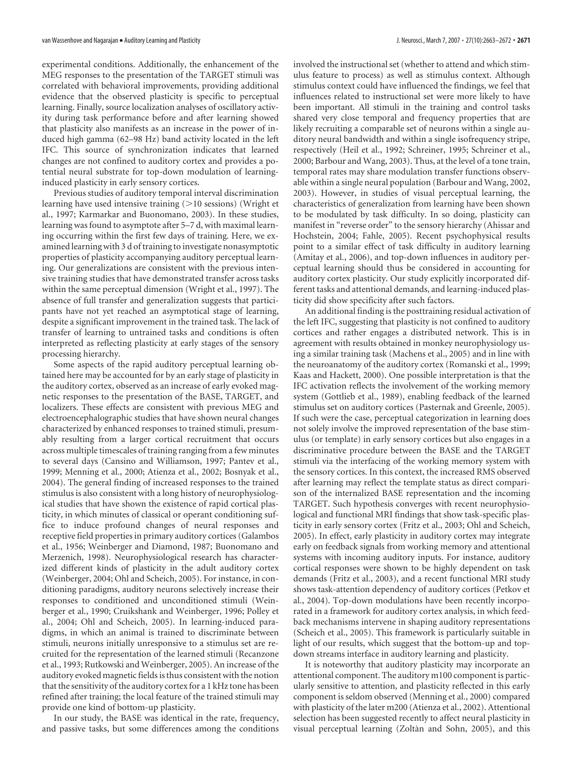experimental conditions. Additionally, the enhancement of the MEG responses to the presentation of the TARGET stimuli was correlated with behavioral improvements, providing additional evidence that the observed plasticity is specific to perceptual learning. Finally, source localization analyses of oscillatory activity during task performance before and after learning showed that plasticity also manifests as an increase in the power of induced high gamma (62–98 Hz) band activity located in the left IFC. This source of synchronization indicates that learned changes are not confined to auditory cortex and provides a potential neural substrate for top-down modulation of learning-induced plasticity in early sensory cortices.

Previous studies of auditory temporal interval discrimination learning have used intensive training (>10 sessions) (Wright et al., 1997; Karmarkar and Buonomano, 2003). In these studies, learning was found to asymptote after 5–7 d, with maximal learning occurring within the first few days of training. Here, we examined learning with 3 d of training to investigate nonasymptotic properties of plasticity accompanying auditory perceptual learning. Our generalizations are consistent with the previous intensive training studies that have demonstrated transfer across tasks within the same perceptual dimension (Wright et al., 1997). The absence of full transfer and generalization suggests that participants have not yet reached an asymptotical stage of learning, despite a significant improvement in the trained task. The lack of transfer of learning to untrained tasks and conditions is often interpreted as reflecting plasticity at early stages of the sensory processing hierarchy.

Some aspects of the rapid auditory perceptual learning obtained here may be accounted for by an early stage of plasticity in the auditory cortex, observed as an increase of early evoked magnetic responses to the presentation of the BASE, TARGET, and localizers. These effects are consistent with previous MEG and electroencephalographic studies that have shown neural changes characterized by enhanced responses to trained stimuli, presumably resulting from a larger cortical recruitment that occurs across multiple timescales of training ranging from a few minutes to several days (Cansino and Williamson, 1997; Pantev et al., 1999; Menning et al., 2000; Atienza et al., 2002; Bosnyak et al., 2004). The general finding of increased responses to the trained stimulus is also consistent with a long history of neurophysiological studies that have shown the existence of rapid cortical plasticity, in which minutes of classical or operant conditioning suffice to induce profound changes of neural responses and receptive field properties in primary auditory cortices (Galambos et al., 1956; Weinberger and Diamond, 1987; Buonomano and Merzenich, 1998). Neurophysiological research has characterized different kinds of plasticity in the adult auditory cortex (Weinberger, 2004; Ohl and Scheich, 2005). For instance, in conditioning paradigms, auditory neurons selectively increase their responses to conditioned and unconditioned stimuli (Weinberger et al., 1990; Cruikshank and Weinberger, 1996; Polley et al., 2004; Ohl and Scheich, 2005). In learning-induced paradigms, in which an animal is trained to discriminate between stimuli, neurons initially unresponsive to a stimulus set are recruited for the representation of the learned stimuli (Recanzone et al., 1993; Rutkowski and Weinberger, 2005). An increase of the auditory evoked magnetic fields is thus consistent with the notion that the sensitivity of the auditory cortex for a 1 kHz tone has been refined after training; the local feature of the trained stimuli may provide one kind of bottom-up plasticity.

In our study, the BASE was identical in the rate, frequency, and passive tasks, but some differences among the conditions involved the instructional set (whether to attend and which stimulus feature to process) as well as stimulus context. Although stimulus context could have influenced the findings, we feel that influences related to instructional set were more likely to have been important. All stimuli in the training and control tasks shared very close temporal and frequency properties that are likely recruiting a comparable set of neurons within a single auditory neural bandwidth and within a single isofrequency stripe, respectively (Heil et al., 1992; Schreiner, 1995; Schreiner et al., 2000; Barbour and Wang, 2003). Thus, at the level of a tone train, temporal rates may share modulation transfer functions observable within a single neural population (Barbour and Wang, 2002, 2003). However, in studies of visual perceptual learning, the characteristics of generalization from learning have been shown to be modulated by task difficulty. In so doing, plasticity can manifest in "reverse order" to the sensory hierarchy (Ahissar and Hochstein, 2004; Fahle, 2005). Recent psychophysical results point to a similar effect of task difficulty in auditory learning (Amitay et al., 2006), and top-down influences in auditory perceptual learning should thus be considered in accounting for auditory cortex plasticity. Our study explicitly incorporated different tasks and attentional demands, and learning-induced plasticity did show specificity after such factors.

An additional finding is the posttraining residual activation of the left IFC, suggesting that plasticity is not confined to auditory cortices and rather engages a distributed network. This is in agreement with results obtained in monkey neurophysiology using a similar training task (Machens et al., 2005) and in line with the neuroanatomy of the auditory cortex (Romanski et al., 1999; Kaas and Hackett, 2000). One possible interpretation is that the IFC activation reflects the involvement of the working memory system (Gottlieb et al., 1989), enabling feedback of the learned stimulus set on auditory cortices (Pasternak and Greenle, 2005). If such were the case, perceptual categorization in learning does not solely involve the improved representation of the base stimulus (or template) in early sensory cortices but also engages in a discriminative procedure between the BASE and the TARGET stimuli via the interfacing of the working memory system with the sensory cortices. In this context, the increased RMS observed after learning may reflect the template status as direct comparison of the internalized BASE representation and the incoming TARGET. Such hypothesis converges with recent neurophysiological and functional MRI findings that show task-specific plasticity in early sensory cortex (Fritz et al., 2003; Ohl and Scheich, 2005). In effect, early plasticity in auditory cortex may integrate early on feedback signals from working memory and attentional systems with incoming auditory inputs. For instance, auditory cortical responses were shown to be highly dependent on task demands (Fritz et al., 2003), and a recent functional MRI study shows task-attention dependency of auditory cortices (Petkov et al., 2004). Top-down modulations have been recently incorporated in a framework for auditory cortex analysis, in which feedback mechanisms intervene in shaping auditory representations (Scheich et al., 2005). This framework is particularly suitable in light of our results, which suggest that the bottom-up and top-down streams interface in auditory learning and plasticity.

It is noteworthy that auditory plasticity may incorporate an attentional component. The auditory m100 component is particularly sensitive to attention, and plasticity reflected in this early component is seldom observed (Menning et al., 2000) compared with plasticity of the later m200 (Atienza et al., 2002). Attentional selection has been suggested recently to affect neural plasticity in visual perceptual learning (Zoltàn and Sohn, 2005), and this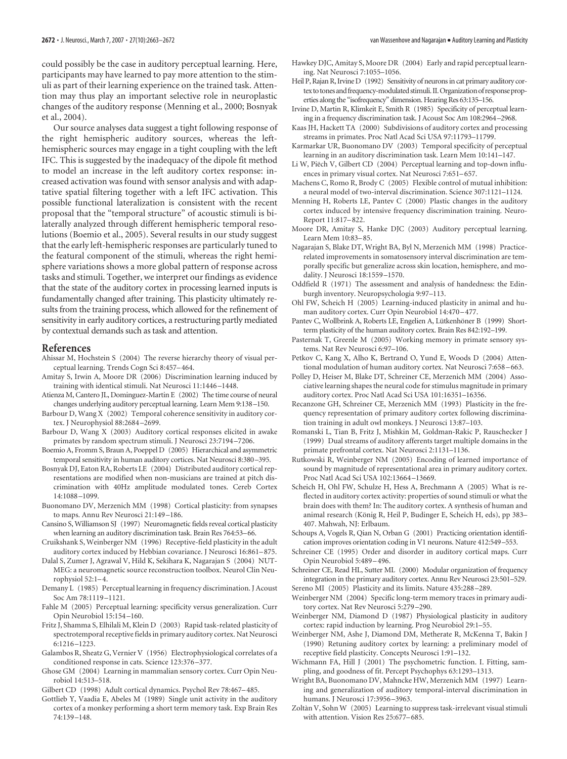could possibly be the case in auditory perceptual learning. Here, participants may have learned to pay more attention to the stimuli as part of their learning experience on the trained task. Attention may thus play an important selective role in neuroplastic changes of the auditory response (Menning et al., 2000; Bosnyak et al., 2004).

Our source analyses data suggest a tight following response of the right hemispheric auditory sources, whereas the left-hemispheric sources may engage in a tight coupling with the left IFC. This is suggested by the inadequacy of the dipole fit method to model an increase in the left auditory cortex response: increased activation was found with sensor analysis and with adaptative spatial filtering together with a left IFC activation. This possible functional lateralization is consistent with the recent proposal that the "temporal structure" of acoustic stimuli is bilaterally analyzed through different hemispheric temporal resolutions (Boemio et al., 2005). Several results in our study suggest that the early left-hemispheric responses are particularly tuned to the featural component of the stimuli, whereas the right hemisphere variations shows a more global pattern of response across tasks and stimuli. Together, we interpret our findings as evidence that the state of the auditory cortex in processing learned inputs is fundamentally changed after training. This plasticity ultimately results from the training process, which allowed for the refinement of sensitivity in early auditory cortices, a restructuring partly mediated by contextual demands such as task and attention.

## References

Ahissar M, Hochstein S (2004) The reverse hierarchy theory of visual perceptual learning. Trends Cogn Sci 8:457–464.

Amitay S, Irwin A, Moore DR (2006) Discrimination learning induced by training with identical stimuli. Nat Neurosci 11:1446–1448.

Atienza M, Cantero JL, Dominguez-Martin E (2002) The time course of neural changes underlying auditory perceptual learning. Learn Mem 9:138–150.

Barbour D, Wang X (2002) Temporal coherence sensitivity in auditory cortex. J Neurophysiol 88:2684–2699.

Barbour D, Wang X (2003) Auditory cortical responses elicited in awake primates by random spectrum stimuli. J Neurosci 23:7194–7206.

Boemio A, Fromm S, Braun A, Poeppel D (2005) Hierarchical and asymmetric temporal sensitivity in human auditory cortices. Nat Neurosci 8:380–395.

Bosnyak DJ, Eaton RA, Roberts LE (2004) Distributed auditory cortical representations are modified when non-musicians are trained at pitch discrimination with 40Hz amplitude modulated tones. Cereb Cortex 14:1088–1099.

Buonomano DV, Merzenich MM (1998) Cortical plasticity: from synapses to maps. Annu Rev Neurosci 21:149–186.

Cansino S, Williamson SJ (1997) Neuromagnetic fields reveal cortical plasticity when learning an auditory discrimination task. Brain Res 764:53–66.

Cruikshank S, Weinberger NM (1996) Receptive-field plasticity in the adult auditory cortex induced by Hebbian covariance. J Neurosci 16:861–875.

Dalal S, Zumer J, Agrawal V, Hild K, Sekihara K, Nagarajan S (2004) NUTMEG: a neuromagnetic source reconstruction toolbox. Neurol Clin Neurophysiol 52:1–4.

Demany L (1985) Perceptual learning in frequency discrimination. J Acoust Soc Am 78:1119–1121.

Fahle M (2005) Perceptual learning: specificity versus generalization. Curr Opin Neurobiol 15:154–160.

Fritz J, Shamma S, Elhilali M, Klein D (2003) Rapid task-related plasticity of spectrotemporal receptive fields in primary auditory cortex. Nat Neurosci 6:1216–1223.

Galambos R, Sheatz G, Vernier V (1956) Electrophysiological correlates of a conditioned response in cats. Science 123:376–377.

Ghose GM (2004) Learning in mammalian sensory cortex. Curr Opin Neurobiol 14:513–518.

Gilbert CD (1998) Adult cortical dynamics. Psychol Rev 78:467–485.

Gottlieb Y, Vaadia E, Abeles M (1989) Single unit activity in the auditory cortex of a monkey performing a short term memory task. Exp Brain Res 74:139–148.

Hawkey DJC, Amitay S, Moore DR (2004) Early and rapid perceptual learning. Nat Neurosci 7:1055–1056.

Heil P, Rajan R, Irvine D (1992) Sensitivity of neurons in cat primary auditory cortex to tones and frequency-modulated stimuli. II. Organization of response properties along the "isofrequency" dimension. Hearing Res 63:135–156.

Irvine D, Martin R, Klimkeit E, Smith R (1985) Specificity of perceptual learning in a frequency discrimination task. J Acoust Soc Am 108:2964–2968.

Kaas JH, Hackett TA (2000) Subdivisions of auditory cortex and processing streams in primates. Proc Natl Acad Sci USA 97:11793–11799.

Karmarkar UR, Buonomano DV (2003) Temporal specificity of perceptual learning in an auditory discrimination task. Learn Mem 10:141–147.

Li W, Piëch V, Gilbert CD (2004) Perceptual learning and top-down influences in primary visual cortex. Nat Neurosci 7:651–657.

Machens C, Romo R, Brody C (2005) Flexible control of mutual inhibition: a neural model of two-interval discrimination. Science 307:1121–1124.

Menning H, Roberts LE, Pantev C (2000) Plastic changes in the auditory cortex induced by intensive frequency discrimination training. NeuroReport 11:817–822.

Moore DR, Amitay S, Hanke DJC (2003) Auditory perceptual learning. Learn Mem 10:83–85.

Nagarajan S, Blake DT, Wright BA, Byl N, Merzenich MM (1998) Practice-related improvements in somatosensory interval discrimination are temporally specific but generalize across skin location, hemisphere, and modality. J Neurosci 18:1559–1570.

Oddfield R (1971) The assessment and analysis of handedness: the Edinburgh inventory. Neuropsychologia 9:97–113.

Ohl FW, Scheich H (2005) Learning-induced plasticity in animal and human auditory cortex. Curr Opin Neurobiol 14:470–477.

Pantev C, Wollbrink A, Roberts LE, Engelien A, Lütkenhöner B (1999) Short-term plasticity of the human auditory cortex. Brain Res 842:192–199.

Pasternak T, Greenle M (2005) Working memory in primate sensory systems. Nat Rev Neurosci 6:97–106.

Petkov C, Kang X, Alho K, Bertrand O, Yund E, Woods D (2004) Attentional modulation of human auditory cortex. Nat Neurosci 7:658–663.

Polley D, Heiser M, Blake DT, Schreiner CE, Merzenich MM (2004) Associative learning shapes the neural code for stimulus magnitude in primary auditory cortex. Proc Natl Acad Sci USA 101:16351–16356.

Recanzone GH, Schreiner CE, Merzenich MM (1993) Plasticity in the frequency representation of primary auditory cortex following discrimination training in adult owl monkeys. J Neurosci 13:87–103.

Romanski L, Tian B, Fritz J, Mishkin M, Goldman-Rakic P, Rauschecker J (1999) Dual streams of auditory afferents target multiple domains in the primate prefrontal cortex. Nat Neurosci 2:1131–1136.

Rutkowski R, Weinberger NM (2005) Encoding of learned importance of sound by magnitude of representational area in primary auditory cortex. Proc Natl Acad Sci USA 102:13664–13669.

Scheich H, Ohl FW, Schulze H, Hess A, Brechmann A (2005) What is reflected in auditory cortex activity: properties of sound stimuli or what the brain does with them? In: The auditory cortex. A synthesis of human and animal research (König R, Heil P, Budinger E, Scheich H, eds), pp 383–407. Mahwah, NJ: Erlbaum.

Schoups A, Vogels R, Qian N, Orban G (2001) Practicing orientation identification improves orientation coding in V1 neurons. Nature 412:549–553.

Schreiner CE (1995) Order and disorder in auditory cortical maps. Curr Opin Neurobiol 5:489–496.

Schreiner CE, Read HL, Sutter ML (2000) Modular organization of frequency integration in the primary auditory cortex. Annu Rev Neurosci 23:501–529.

Sereno MI (2005) Plasticity and its limits. Nature 435:288–289.

Weinberger NM (2004) Specific long-term memory traces in primary auditory cortex. Nat Rev Neurosci 5:279–290.

Weinberger NM, Diamond D (1987) Physiological plasticity in auditory cortex: rapid induction by learning. Prog Neurobiol 29:1–55.

Weinberger NM, Ashe J, Diamond DM, Metherate R, McKenna T, Bakin J (1990) Retuning auditory cortex by learning: a preliminary model of receptive field plasticity. Concepts Neurosci 1:91–132.

Wichmann FA, Hill J (2001) The psychometric function. I. Fitting, sampling, and goodness of fit. Percept Psychophys 63:1293–1313.

Wright BA, Buonomano DV, Mahncke HW, Merzenich MM (1997) Learning and generalization of auditory temporal-interval discrimination in humans. J Neurosci 17:3956–3963.

Zoltàn V, Sohn W (2005) Learning to suppress task-irrelevant visual stimuli with attention. Vision Res 25:677–685.